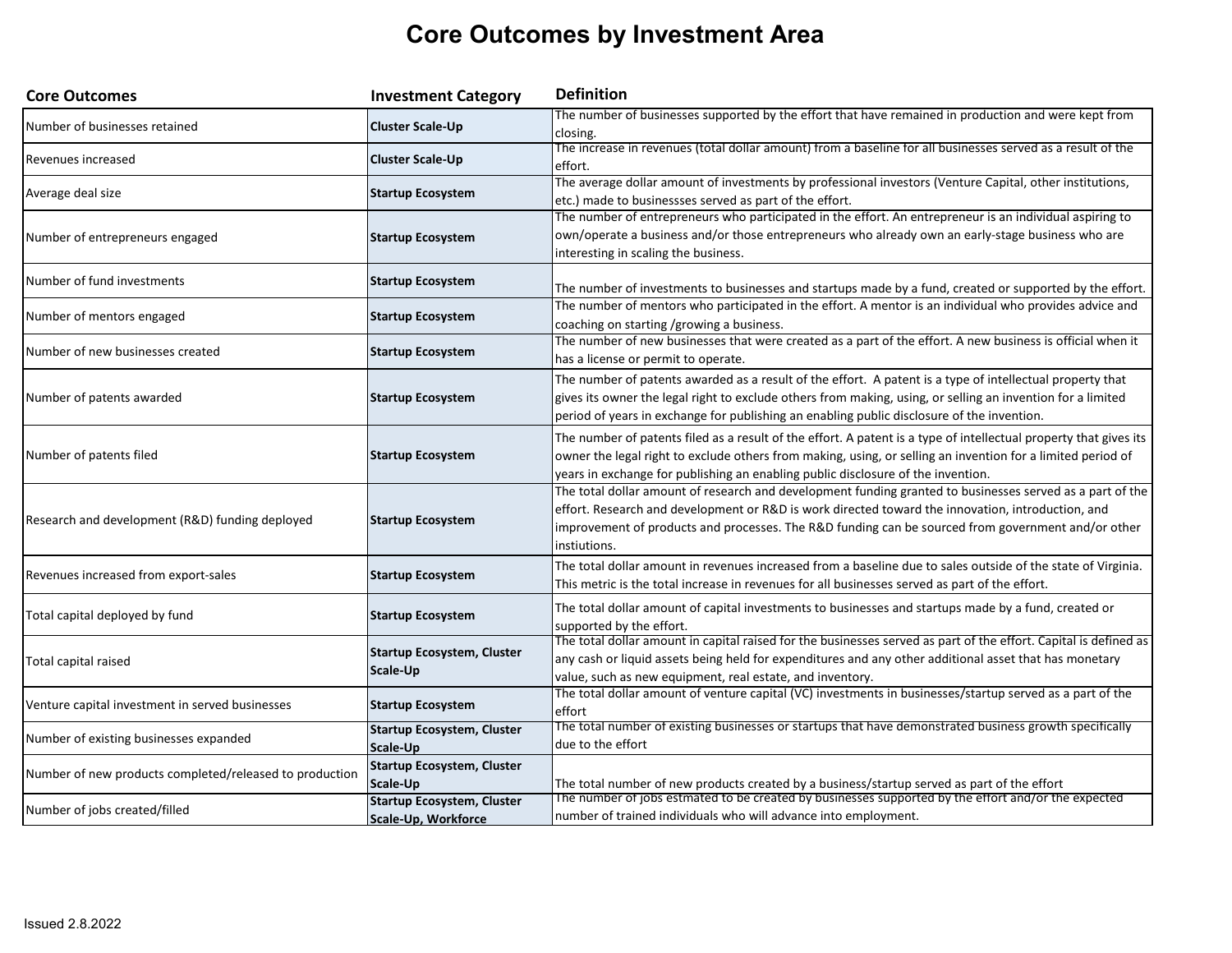# Core Outcomes by Investment Area

| Core Outcomes | Investment Category | Definition |
|---|---|---|
| Number of businesses retained | **Cluster Scale-Up** | The number of businesses supported by the effort that have remained in production and were kept from closing. |
| Revenues increased | **Cluster Scale-Up** | The increase in revenues (total dollar amount) from a baseline for all businesses served as a result of the effort. |
| Average deal size | **Startup Ecosystem** | The average dollar amount of investments by professional investors (Venture Capital, other institutions, etc.) made to businessses served as part of the effort. |
| Number of entrepreneurs engaged | **Startup Ecosystem** | The number of entrepreneurs who participated in the effort. An entrepreneur is an individual aspiring to own/operate a business and/or those entrepreneurs who already own an early-stage business who are interesting in scaling the business. |
| Number of fund investments | **Startup Ecosystem** | The number of investments to businesses and startups made by a fund, created or supported by the effort. |
| Number of mentors engaged | **Startup Ecosystem** | The number of mentors who participated in the effort. A mentor is an individual who provides advice and coaching on starting /growing a business. |
| Number of new businesses created | **Startup Ecosystem** | The number of new businesses that were created as a part of the effort. A new business is official when it has a license or permit to operate. |
| Number of patents awarded | **Startup Ecosystem** | The number of patents awarded as a result of the effort. A patent is a type of intellectual property that gives its owner the legal right to exclude others from making, using, or selling an invention for a limited period of years in exchange for publishing an enabling public disclosure of the invention. |
| Number of patents filed | **Startup Ecosystem** | The number of patents filed as a result of the effort. A patent is a type of intellectual property that gives its owner the legal right to exclude others from making, using, or selling an invention for a limited period of years in exchange for publishing an enabling public disclosure of the invention. |
| Research and development (R&D) funding deployed | **Startup Ecosystem** | The total dollar amount of research and development funding granted to businesses served as a part of the effort. Research and development or R&D is work directed toward the innovation, introduction, and improvement of products and processes. The R&D funding can be sourced from government and/or other instiutions. |
| Revenues increased from export-sales | **Startup Ecosystem** | The total dollar amount in revenues increased from a baseline due to sales outside of the state of Virginia. This metric is the total increase in revenues for all businesses served as part of the effort. |
| Total capital deployed by fund | **Startup Ecosystem** | The total dollar amount of capital investments to businesses and startups made by a fund, created or supported by the effort. |
| Total capital raised | **Startup Ecosystem, Cluster Scale-Up** | The total dollar amount in capital raised for the businesses served as part of the effort. Capital is defined as any cash or liquid assets being held for expenditures and any other additional asset that has monetary value, such as new equipment, real estate, and inventory. |
| Venture capital investment in served businesses | **Startup Ecosystem** | The total dollar amount of venture capital (VC) investments in businesses/startup served as a part of the effort |
| Number of existing businesses expanded | **Startup Ecosystem, Cluster Scale-Up** | The total number of existing businesses or startups that have demonstrated business growth specifically due to the effort |
| Number of new products completed/released to production | **Startup Ecosystem, Cluster Scale-Up** | The total number of new products created by a business/startup served as part of the effort |
| Number of jobs created/filled | **Startup Ecosystem, Cluster Scale-Up, Workforce** | The number of jobs estmated to be created by businesses supported by the effort and/or the expected number of trained individuals who will advance into employment. |

Issued 2.8.2022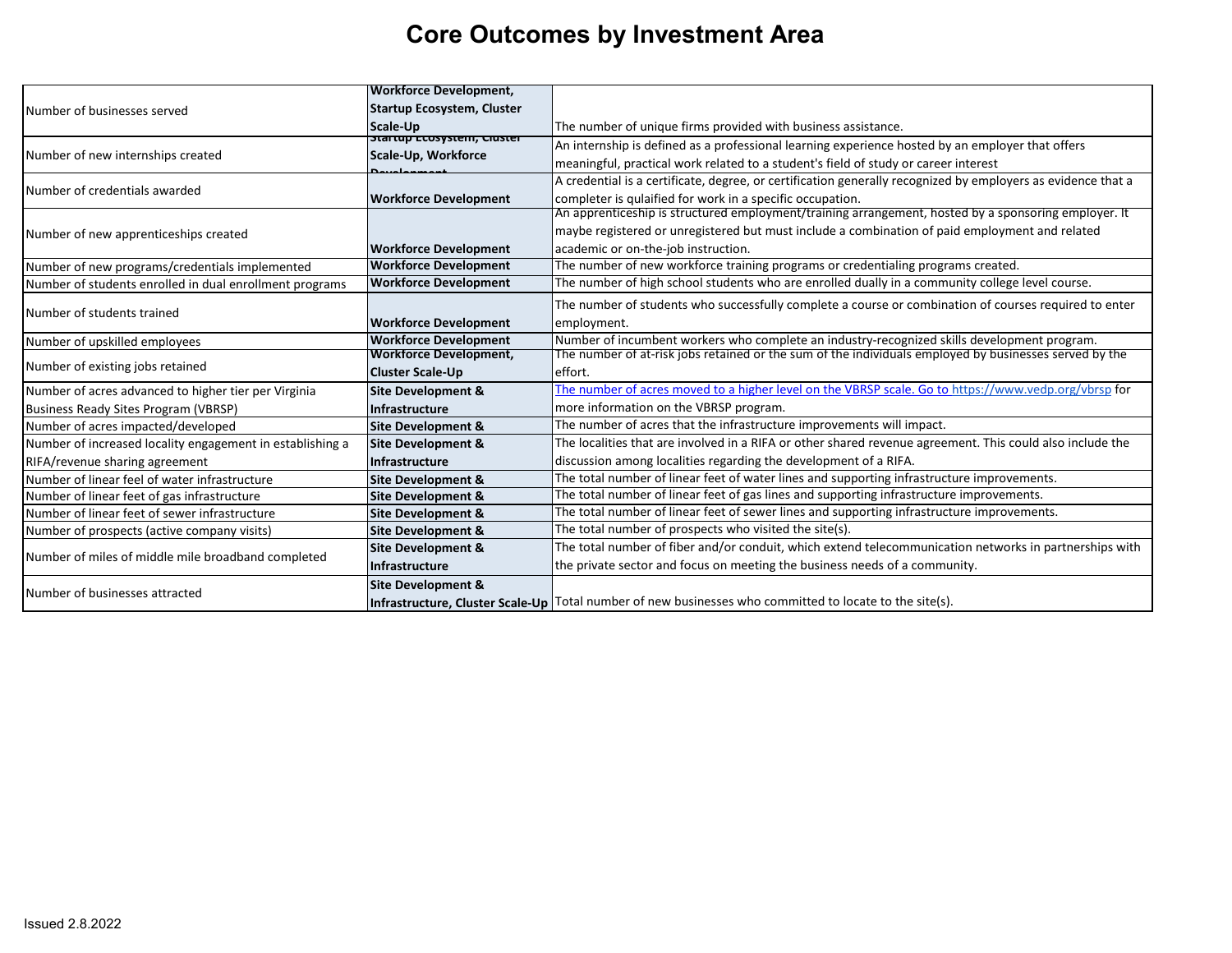# Core Outcomes by Investment Area

| | | |
|---|---|---|
| Number of businesses served | **Workforce Development, Startup Ecosystem, Cluster Scale-Up** | The number of unique firms provided with business assistance. |
| Number of new internships created | **Startup Ecosystem, Cluster Scale-Up, Workforce Development** | An internship is defined as a professional learning experience hosted by an employer that offers meaningful, practical work related to a student's field of study or career interest |
| Number of credentials awarded | **Workforce Development** | A credential is a certificate, degree, or certification generally recognized by employers as evidence that a completer is qulaified for work in a specific occupation. |
| Number of new apprenticeships created | **Workforce Development** | An apprenticeship is structured employment/training arrangement, hosted by a sponsoring employer. It maybe registered or unregistered but must include a combination of paid employment and related academic or on-the-job instruction. |
| Number of new programs/credentials implemented | **Workforce Development** | The number of new workforce training programs or credentialing programs created. |
| Number of students enrolled in dual enrollment programs | **Workforce Development** | The number of high school students who are enrolled dually in a community college level course. |
| Number of students trained | **Workforce Development** | The number of students who successfully complete a course or combination of courses required to enter employment. |
| Number of upskilled employees | **Workforce Development** | Number of incumbent workers who complete an industry-recognized skills development program. |
| Number of existing jobs retained | **Workforce Development, Cluster Scale-Up** | The number of at-risk jobs retained or the sum of the individuals employed by businesses served by the effort. |
| Number of acres advanced to higher tier per Virginia Business Ready Sites Program (VBRSP) | **Site Development & Infrastructure** | The number of acres moved to a higher level on the VBRSP scale. Go to https://www.vedp.org/vbrsp for more information on the VBRSP program. |
| Number of acres impacted/developed | **Site Development &** | The number of acres that the infrastructure improvements will impact. |
| Number of increased locality engagement in establishing a RIFA/revenue sharing agreement | **Site Development & Infrastructure** | The localities that are involved in a RIFA or other shared revenue agreement. This could also include the discussion among localities regarding the development of a RIFA. |
| Number of linear feel of water infrastructure | **Site Development &** | The total number of linear feet of water lines and supporting infrastructure improvements. |
| Number of linear feet of gas infrastructure | **Site Development &** | The total number of linear feet of gas lines and supporting infrastructure improvements. |
| Number of linear feet of sewer infrastructure | **Site Development &** | The total number of linear feet of sewer lines and supporting infrastructure improvements. |
| Number of prospects (active company visits) | **Site Development &** | The total number of prospects who visited the site(s). |
| Number of miles of middle mile broadband completed | **Site Development & Infrastructure** | The total number of fiber and/or conduit, which extend telecommunication networks in partnerships with the private sector and focus on meeting the business needs of a community. |
| Number of businesses attracted | **Site Development & Infrastructure, Cluster Scale-Up** | Total number of new businesses who committed to locate to the site(s). |

Issued 2.8.2022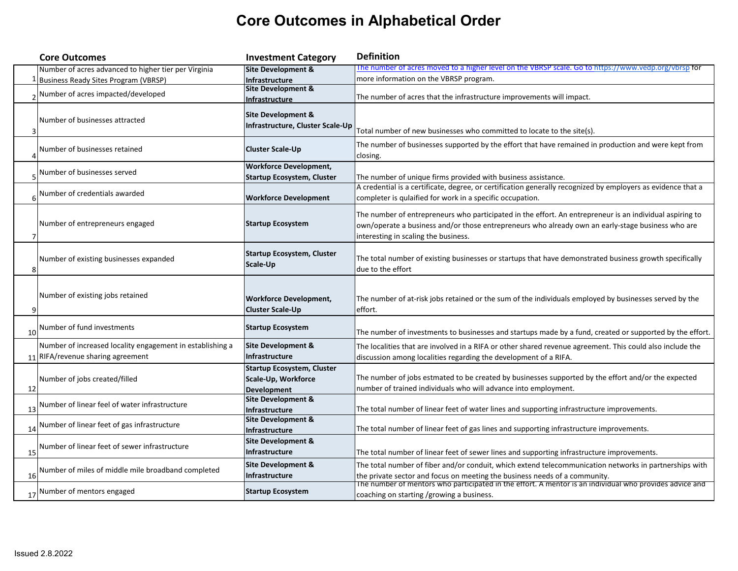# Core Outcomes in Alphabetical Order

| | Core Outcomes | Investment Category | Definition |
|---|---|---|---|
| 1 | Number of acres advanced to higher tier per Virginia Business Ready Sites Program (VBRSP) | **Site Development & Infrastructure** | The number of acres moved to a higher level on the VBRSP scale. Go to https://www.vedp.org/vbrsp for more information on the VBRSP program. |
| 2 | Number of acres impacted/developed | **Site Development & Infrastructure** | The number of acres that the infrastructure improvements will impact. |
| 3 | Number of businesses attracted | **Site Development & Infrastructure, Cluster Scale-Up** | Total number of new businesses who committed to locate to the site(s). |
| 4 | Number of businesses retained | **Cluster Scale-Up** | The number of businesses supported by the effort that have remained in production and were kept from closing. |
| 5 | Number of businesses served | **Workforce Development, Startup Ecosystem, Cluster** | The number of unique firms provided with business assistance. |
| 6 | Number of credentials awarded | **Workforce Development** | A credential is a certificate, degree, or certification generally recognized by employers as evidence that a completer is qulaified for work in a specific occupation. |
| 7 | Number of entrepreneurs engaged | **Startup Ecosystem** | The number of entrepreneurs who participated in the effort. An entrepreneur is an individual aspiring to own/operate a business and/or those entrepreneurs who already own an early-stage business who are interesting in scaling the business. |
| 8 | Number of existing businesses expanded | **Startup Ecosystem, Cluster Scale-Up** | The total number of existing businesses or startups that have demonstrated business growth specifically due to the effort |
| 9 | Number of existing jobs retained | **Workforce Development, Cluster Scale-Up** | The number of at-risk jobs retained or the sum of the individuals employed by businesses served by the effort. |
| 10 | Number of fund investments | **Startup Ecosystem** | The number of investments to businesses and startups made by a fund, created or supported by the effort. |
| 11 | Number of increased locality engagement in establishing a RIFA/revenue sharing agreement | **Site Development & Infrastructure** | The localities that are involved in a RIFA or other shared revenue agreement. This could also include the discussion among localities regarding the development of a RIFA. |
| 12 | Number of jobs created/filled | **Startup Ecosystem, Cluster Scale-Up, Workforce Development** | The number of jobs estmated to be created by businesses supported by the effort and/or the expected number of trained individuals who will advance into employment. |
| 13 | Number of linear feel of water infrastructure | **Site Development & Infrastructure** | The total number of linear feet of water lines and supporting infrastructure improvements. |
| 14 | Number of linear feet of gas infrastructure | **Site Development & Infrastructure** | The total number of linear feet of gas lines and supporting infrastructure improvements. |
| 15 | Number of linear feet of sewer infrastructure | **Site Development & Infrastructure** | The total number of linear feet of sewer lines and supporting infrastructure improvements. |
| 16 | Number of miles of middle mile broadband completed | **Site Development & Infrastructure** | The total number of fiber and/or conduit, which extend telecommunication networks in partnerships with the private sector and focus on meeting the business needs of a community. |
| 17 | Number of mentors engaged | **Startup Ecosystem** | The number of mentors who participated in the effort. A mentor is an individual who provides advice and coaching on starting /growing a business. |

Issued 2.8.2022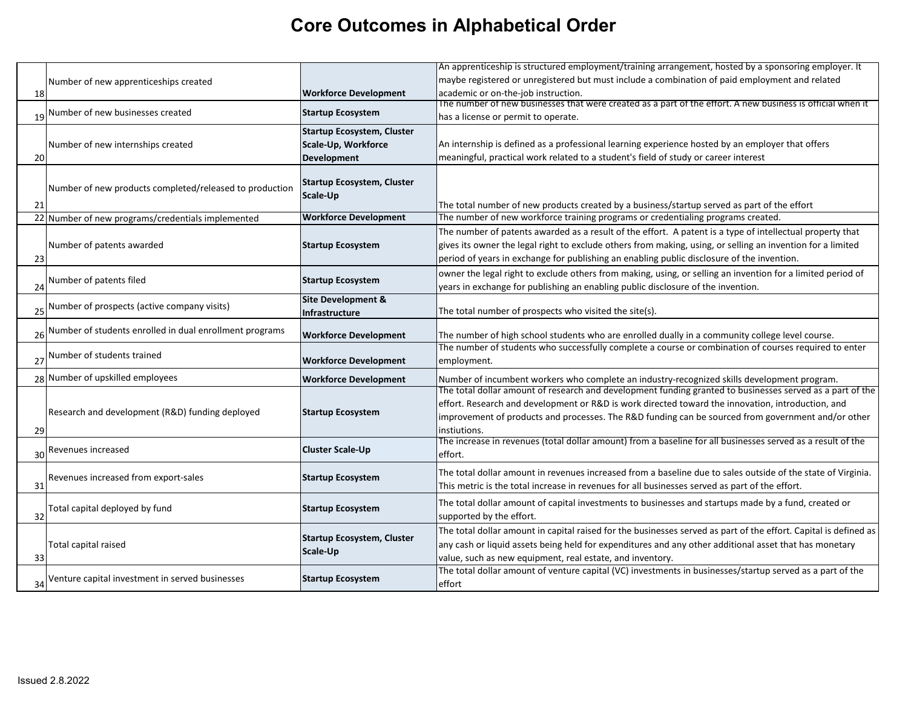# Core Outcomes in Alphabetical Order

| | | | |
|---|---|---|---|
| 18 | Number of new apprenticeships created | **Workforce Development** | An apprenticeship is structured employment/training arrangement, hosted by a sponsoring employer. It maybe registered or unregistered but must include a combination of paid employment and related academic or on-the-job instruction. |
| 19 | Number of new businesses created | **Startup Ecosystem** | The number of new businesses that were created as a part of the effort. A new business is official when it has a license or permit to operate. |
| 20 | Number of new internships created | **Startup Ecosystem, Cluster Scale-Up, Workforce Development** | An internship is defined as a professional learning experience hosted by an employer that offers meaningful, practical work related to a student's field of study or career interest |
| 21 | Number of new products completed/released to production | **Startup Ecosystem, Cluster Scale-Up** | The total number of new products created by a business/startup served as part of the effort |
| 22 | Number of new programs/credentials implemented | **Workforce Development** | The number of new workforce training programs or credentialing programs created. |
| 23 | Number of patents awarded | **Startup Ecosystem** | The number of patents awarded as a result of the effort. A patent is a type of intellectual property that gives its owner the legal right to exclude others from making, using, or selling an invention for a limited period of years in exchange for publishing an enabling public disclosure of the invention. |
| 24 | Number of patents filed | **Startup Ecosystem** | owner the legal right to exclude others from making, using, or selling an invention for a limited period of years in exchange for publishing an enabling public disclosure of the invention. |
| 25 | Number of prospects (active company visits) | **Site Development & Infrastructure** | The total number of prospects who visited the site(s). |
| 26 | Number of students enrolled in dual enrollment programs | **Workforce Development** | The number of high school students who are enrolled dually in a community college level course. |
| 27 | Number of students trained | **Workforce Development** | The number of students who successfully complete a course or combination of courses required to enter employment. |
| 28 | Number of upskilled employees | **Workforce Development** | Number of incumbent workers who complete an industry-recognized skills development program. |
| 29 | Research and development (R&D) funding deployed | **Startup Ecosystem** | The total dollar amount of research and development funding granted to businesses served as a part of the effort. Research and development or R&D is work directed toward the innovation, introduction, and improvement of products and processes. The R&D funding can be sourced from government and/or other instiutions. |
| 30 | Revenues increased | **Cluster Scale-Up** | The increase in revenues (total dollar amount) from a baseline for all businesses served as a result of the effort. |
| 31 | Revenues increased from export-sales | **Startup Ecosystem** | The total dollar amount in revenues increased from a baseline due to sales outside of the state of Virginia. This metric is the total increase in revenues for all businesses served as part of the effort. |
| 32 | Total capital deployed by fund | **Startup Ecosystem** | The total dollar amount of capital investments to businesses and startups made by a fund, created or supported by the effort. |
| 33 | Total capital raised | **Startup Ecosystem, Cluster Scale-Up** | The total dollar amount in capital raised for the businesses served as part of the effort. Capital is defined as any cash or liquid assets being held for expenditures and any other additional asset that has monetary value, such as new equipment, real estate, and inventory. |
| 34 | Venture capital investment in served businesses | **Startup Ecosystem** | The total dollar amount of venture capital (VC) investments in businesses/startup served as a part of the effort |

Issued 2.8.2022